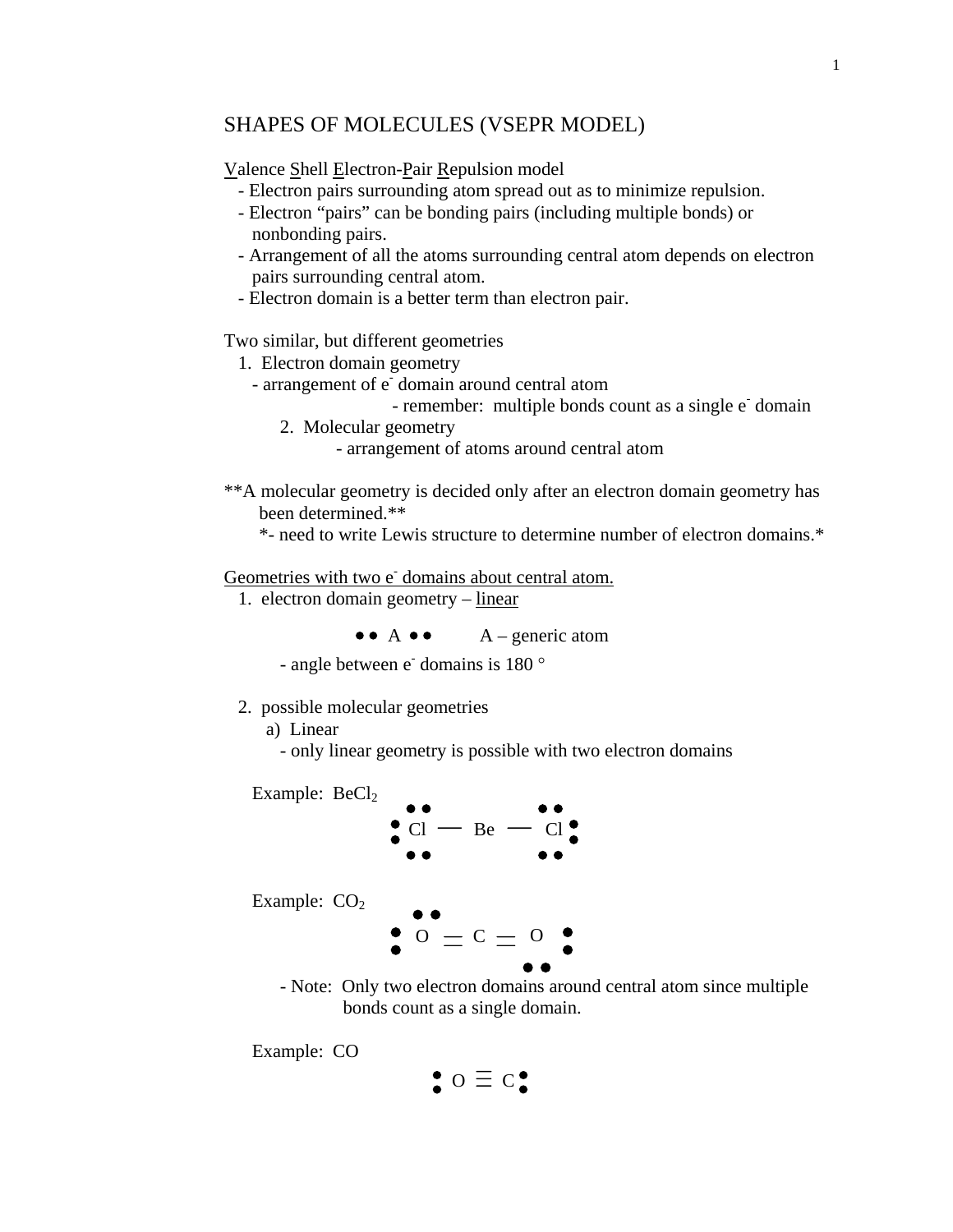# SHAPES OF MOLECULES (VSEPR MODEL)

<u>V</u>alence <u>S</u>hell <u>E</u>lectron-<u>P</u>air <u>R</u>epulsion model

- Electron pairs surrounding atom spread out as to minimize repulsion.
- Electron "pairs" can be bonding pairs (including multiple bonds) or nonbonding pairs.
- Arrangement of all the atoms surrounding central atom depends on electron pairs surrounding central atom.
- Electron domain is a better term than electron pair.

Two similar, but different geometries

1. Electron domain geometry
   - arrangement of $e^-$ domain around central atom
     - remember: multiple bonds count as a single $e^-$ domain
2. Molecular geometry
   - arrangement of atoms around central atom

**A molecular geometry is decided only after an electron domain geometry has been determined.**

*- need to write Lewis structure to determine number of electron domains.*

<u>Geometries with two $e^-$ domains about central atom.</u>

1. electron domain geometry – <u>linear</u>

   •• A ••   A – generic atom

   - angle between $e^-$ domains is 180 °

2. possible molecular geometries
   a) Linear
      - only linear geometry is possible with two electron domains

Example: $BeCl_2$

Cl — Be — Cl

Example: $CO_2$

O = C = O

- Note: Only two electron domains around central atom since multiple bonds count as a single domain.

Example: CO

O ≡ C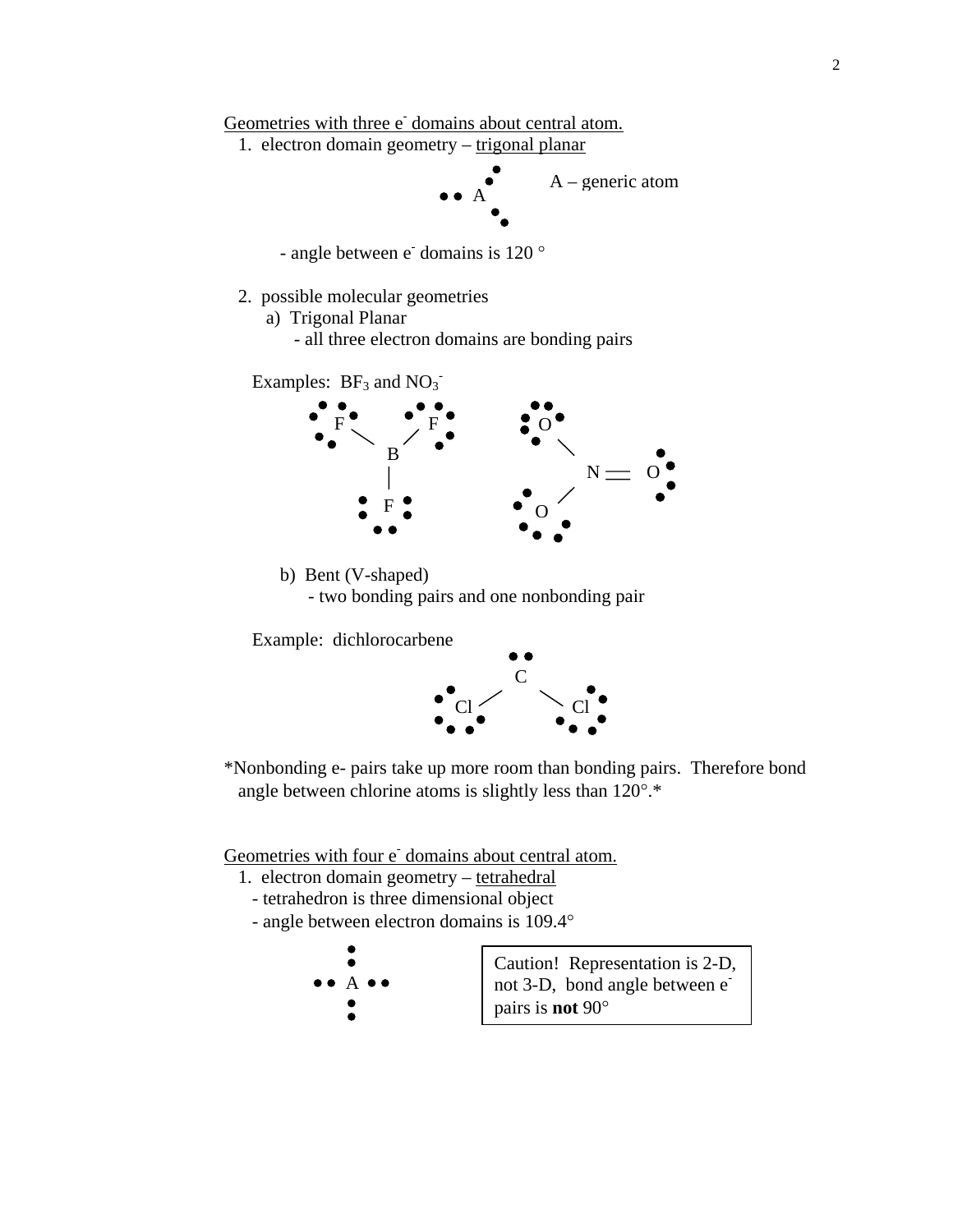<u>Geometries with three $e^-$ domains about central atom.</u>

1. electron domain geometry – <u>trigonal planar</u>

A – generic atom

- angle between $e^-$ domains is 120 °

2. possible molecular geometries
   a) Trigonal Planar
      - all three electron domains are bonding pairs

   Examples: $BF_3$ and $NO_3^-$

   b) Bent (V-shaped)
      - two bonding pairs and one nonbonding pair

   Example: dichlorocarbene

*Nonbonding e- pairs take up more room than bonding pairs. Therefore bond angle between chlorine atoms is slightly less than 120°.*

<u>Geometries with four $e^-$ domains about central atom.</u>

1. electron domain geometry – <u>tetrahedral</u>
   - tetrahedron is three dimensional object
   - angle between electron domains is 109.4°

Caution! Representation is 2-D, not 3-D, bond angle between $e^-$ pairs is **not** 90°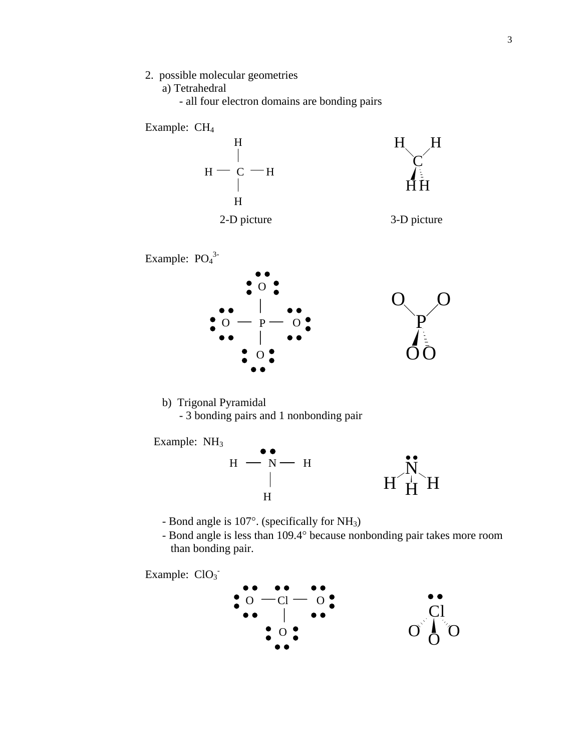2. possible molecular geometries

   a) Tetrahedral

      - all four electron domains are bonding pairs

Example: $CH_4$

2-D picture

3-D picture

Example: $PO_4^{3-}$

   b) Trigonal Pyramidal

      - 3 bonding pairs and 1 nonbonding pair

Example: $NH_3$

   - Bond angle is 107°. (specifically for $NH_3$)
   - Bond angle is less than 109.4° because nonbonding pair takes more room than bonding pair.

Example: $ClO_3^-$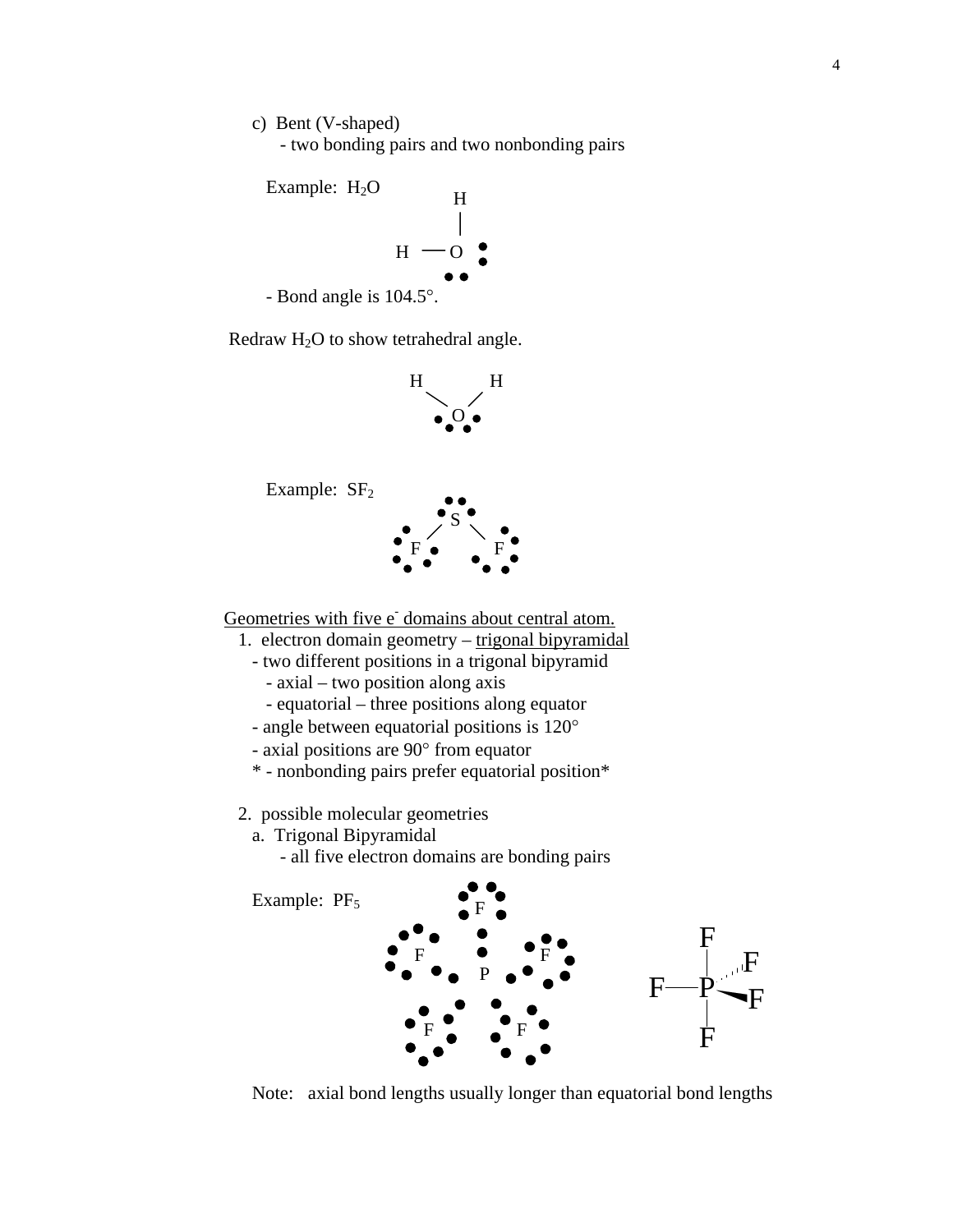c) Bent (V-shaped)

- two bonding pairs and two nonbonding pairs

Example: $H_2O$

- Bond angle is 104.5°.

Redraw $H_2O$ to show tetrahedral angle.

Example: $SF_2$

<u>Geometries with five $e^-$ domains about central atom.</u>

1. electron domain geometry – <u>trigonal bipyramidal</u>
   - two different positions in a trigonal bipyramid
     - axial – two position along axis
     - equatorial – three positions along equator
   - angle between equatorial positions is 120°
   - axial positions are 90° from equator
   - \* - nonbonding pairs prefer equatorial position\*

2. possible molecular geometries

   a. Trigonal Bipyramidal

   - all five electron domains are bonding pairs

Example: $PF_5$

Note: axial bond lengths usually longer than equatorial bond lengths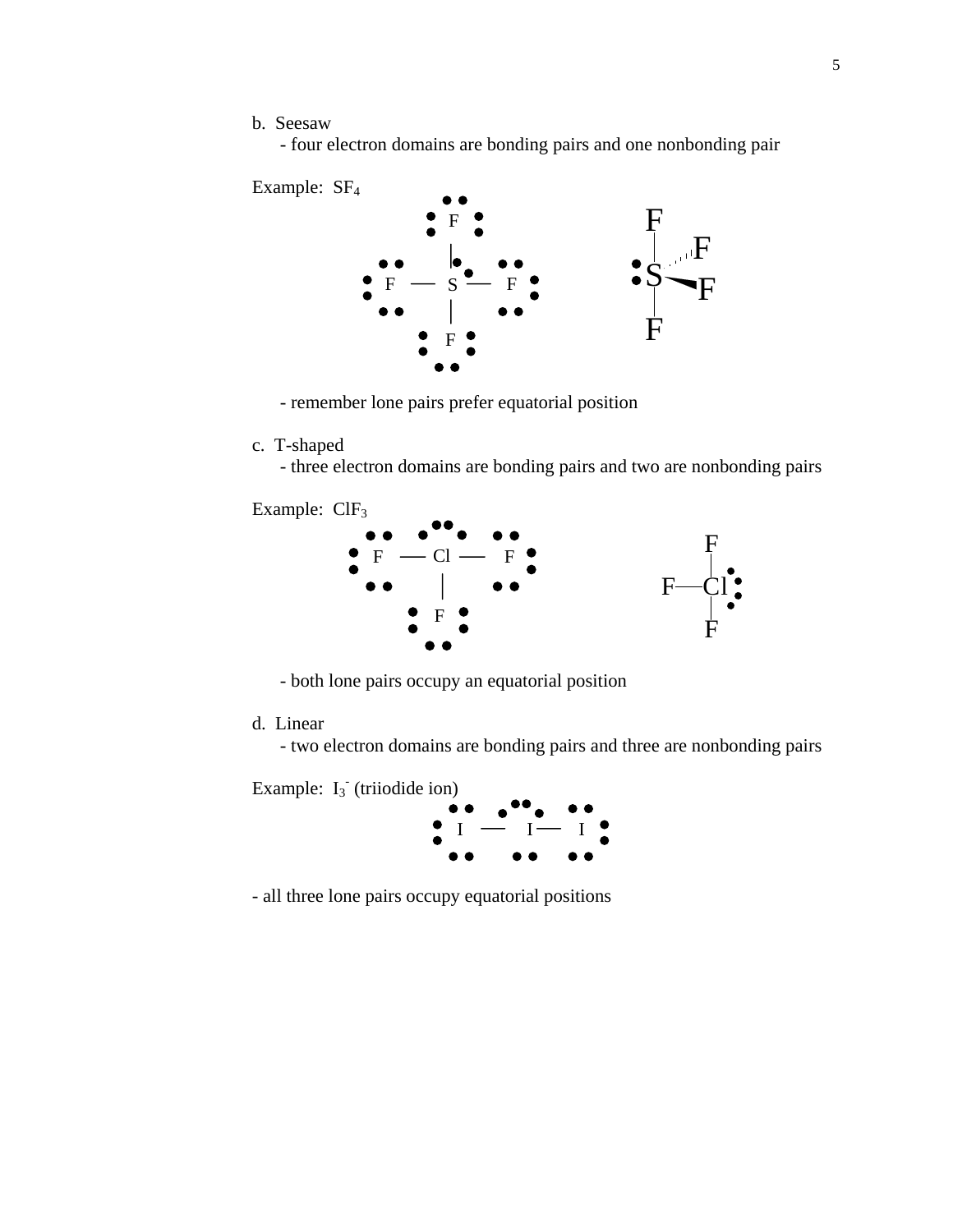b. Seesaw

- four electron domains are bonding pairs and one nonbonding pair

Example: $SF_4$

- remember lone pairs prefer equatorial position

c. T-shaped

- three electron domains are bonding pairs and two are nonbonding pairs

Example: $ClF_3$

- both lone pairs occupy an equatorial position

d. Linear

- two electron domains are bonding pairs and three are nonbonding pairs

Example: $I_3^-$ (triiodide ion)

- all three lone pairs occupy equatorial positions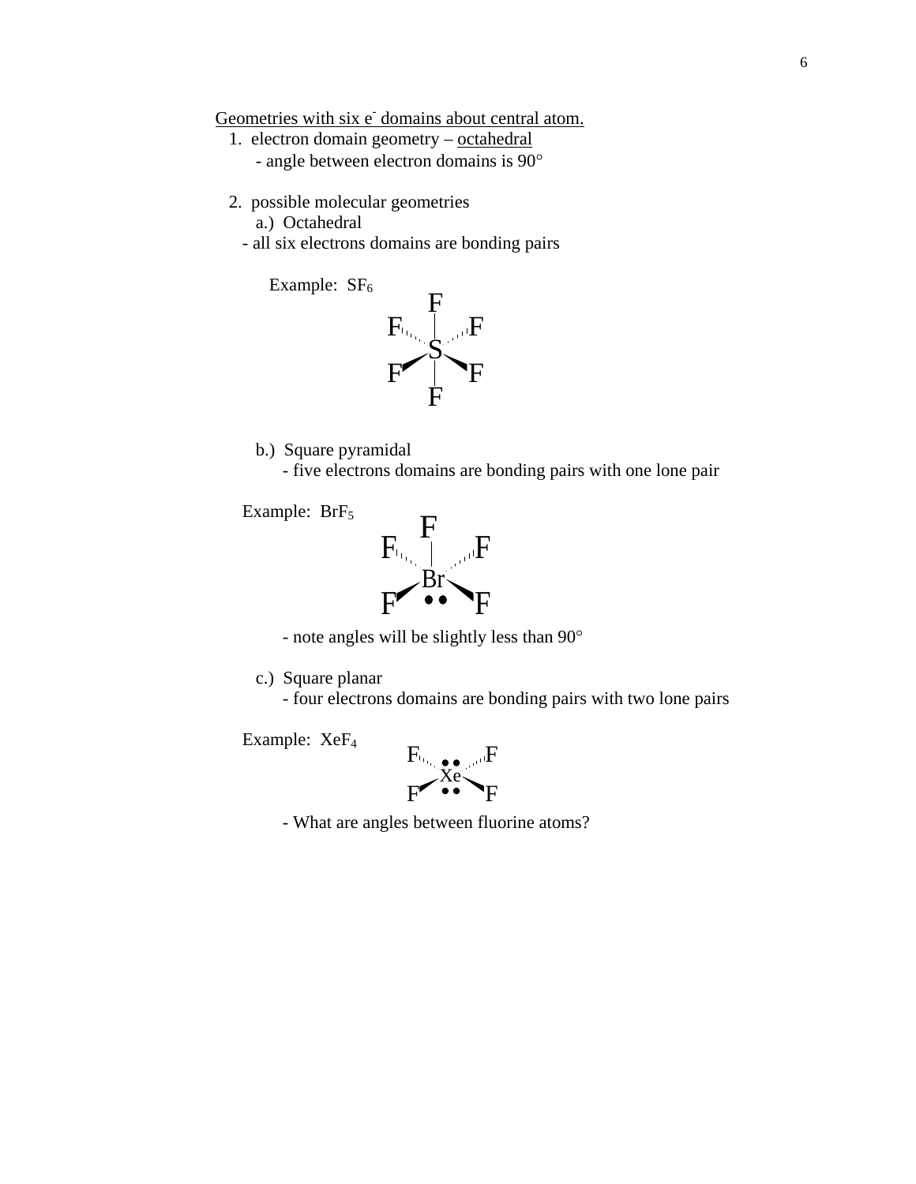Geometries with six $e^-$ domains about central atom.

1. electron domain geometry – octahedral
   - angle between electron domains is 90°

2. possible molecular geometries

   a.) Octahedral
   - all six electrons domains are bonding pairs

   Example: $SF_6$

   b.) Square pyramidal
   - five electrons domains are bonding pairs with one lone pair

   Example: $BrF_5$

   - note angles will be slightly less than 90°

   c.) Square planar
   - four electrons domains are bonding pairs with two lone pairs

   Example: $XeF_4$

   - What are angles between fluorine atoms?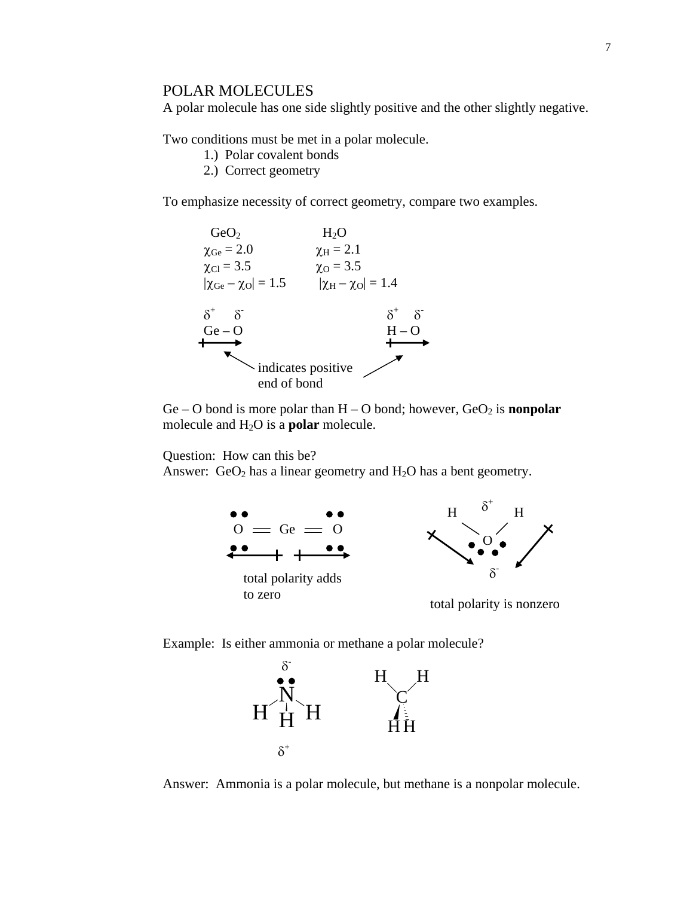## POLAR MOLECULES

A polar molecule has one side slightly positive and the other slightly negative.

Two conditions must be met in a polar molecule.

1.) Polar covalent bonds
2.) Correct geometry

To emphasize necessity of correct geometry, compare two examples.

| $GeO_2$ | $H_2O$ |
|---|---|
| $\chi_{Ge} = 2.0$ | $\chi_H = 2.1$ |
| $\chi_{Cl} = 3.5$ | $\chi_O = 3.5$ |
| $\vert\chi_{Ge} - \chi_O\vert = 1.5$ | $\vert\chi_H - \chi_O\vert = 1.4$ |

$\delta^+ \quad \delta^-$
Ge – O

$\delta^+ \quad \delta^-$
H – O

indicates positive end of bond

Ge – O bond is more polar than H – O bond; however, $GeO_2$ is **nonpolar** molecule and $H_2O$ is a **polar** molecule.

Question: How can this be?
Answer: $GeO_2$ has a linear geometry and $H_2O$ has a bent geometry.

O = Ge = O

total polarity adds to zero

total polarity is nonzero

Example: Is either ammonia or methane a polar molecule?

Answer: Ammonia is a polar molecule, but methane is a nonpolar molecule.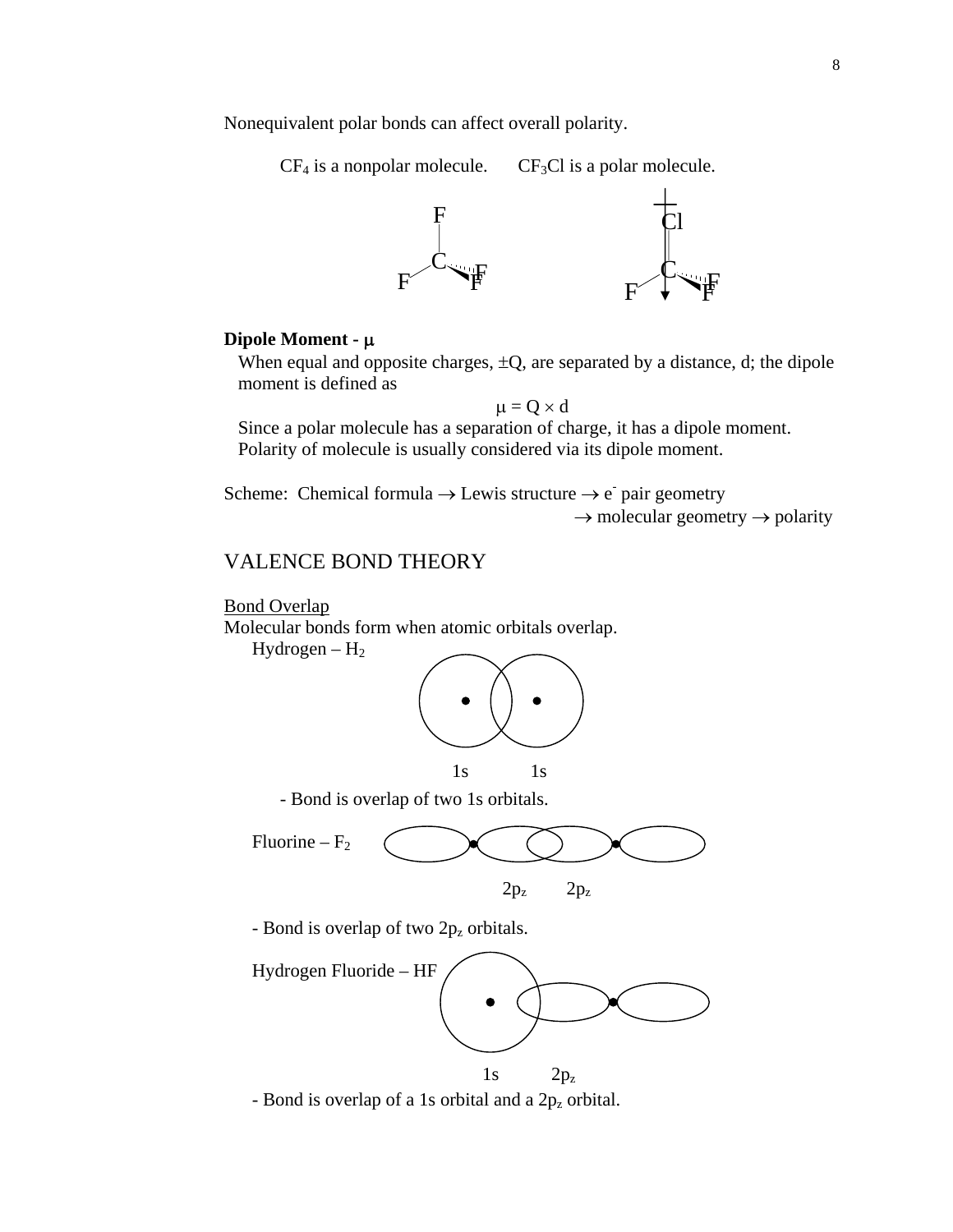Nonequivalent polar bonds can affect overall polarity.

$CF_4$ is a nonpolar molecule. $CF_3Cl$ is a polar molecule.

**Dipole Moment - μ**

When equal and opposite charges, ±Q, are separated by a distance, d; the dipole moment is defined as

$$\mu = Q \times d$$

Since a polar molecule has a separation of charge, it has a dipole moment. Polarity of molecule is usually considered via its dipole moment.

Scheme: Chemical formula → Lewis structure → $e^-$ pair geometry → molecular geometry → polarity

## VALENCE BOND THEORY

Bond Overlap

Molecular bonds form when atomic orbitals overlap.

Hydrogen – $H_2$

1s 1s

- Bond is overlap of two 1s orbitals.

Fluorine – $F_2$

$2p_z$ $2p_z$

- Bond is overlap of two $2p_z$ orbitals.

Hydrogen Fluoride – HF

1s $2p_z$

- Bond is overlap of a 1s orbital and a $2p_z$ orbital.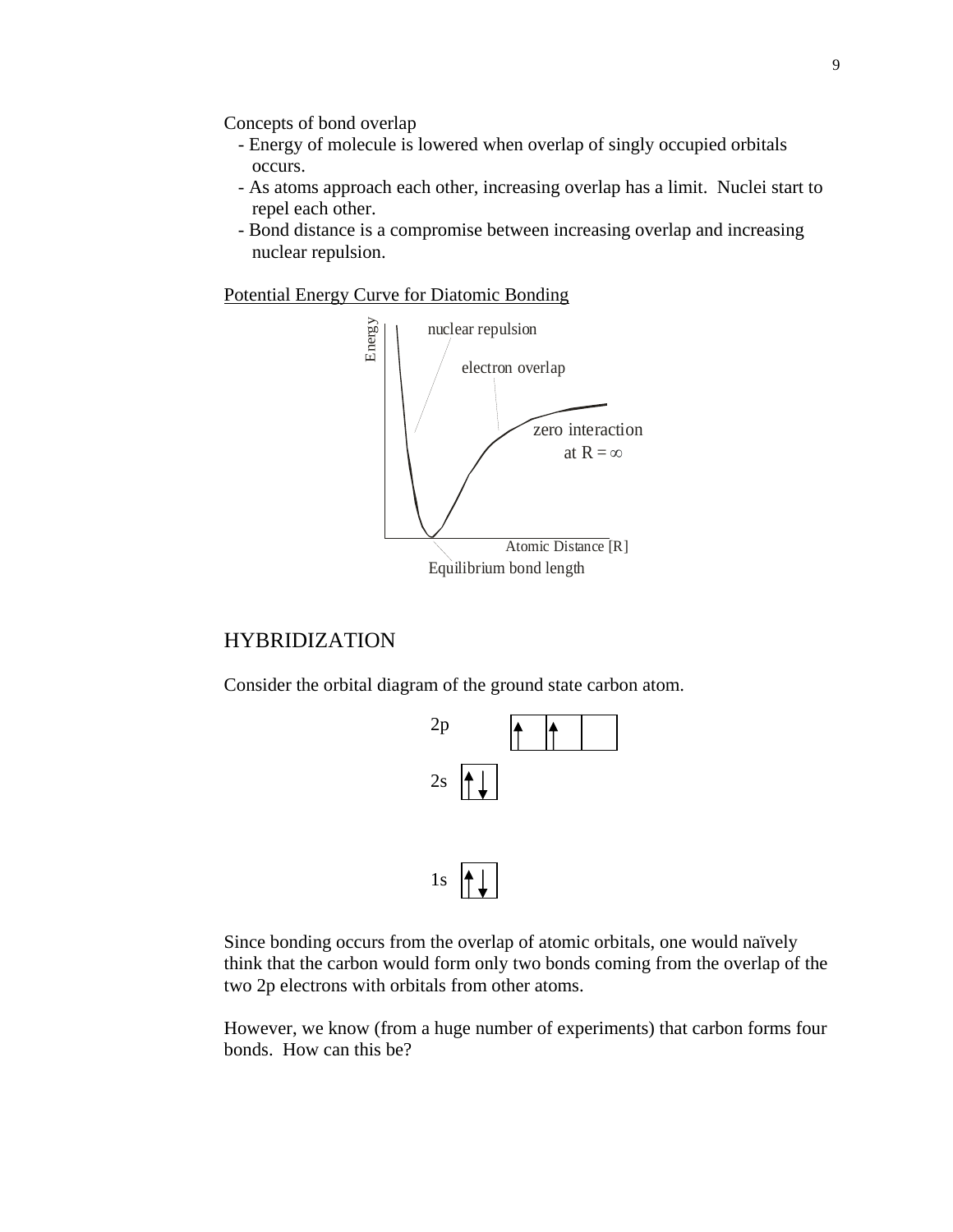Concepts of bond overlap

- Energy of molecule is lowered when overlap of singly occupied orbitals occurs.
- As atoms approach each other, increasing overlap has a limit. Nuclei start to repel each other.
- Bond distance is a compromise between increasing overlap and increasing nuclear repulsion.

Potential Energy Curve for Diatomic Bonding

Energy

nuclear repulsion

electron overlap

zero interaction at $R = \infty$

Atomic Distance [R]

Equilibrium bond length

## HYBRIDIZATION

Consider the orbital diagram of the ground state carbon atom.

2p ↑ ↑ _

2s ↑↓

1s ↑↓

Since bonding occurs from the overlap of atomic orbitals, one would naïvely think that the carbon would form only two bonds coming from the overlap of the two 2p electrons with orbitals from other atoms.

However, we know (from a huge number of experiments) that carbon forms four bonds. How can this be?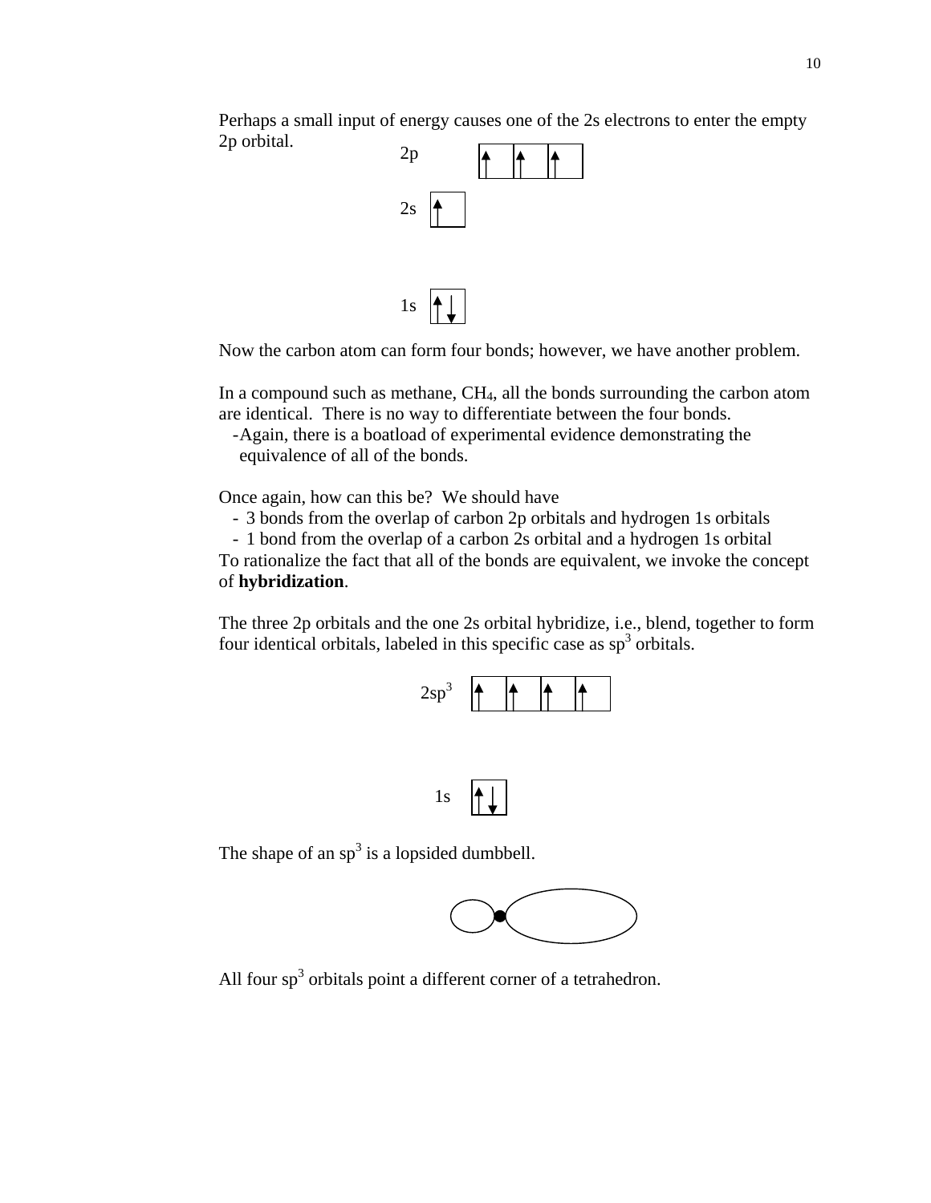Perhaps a small input of energy causes one of the 2s electrons to enter the empty 2p orbital.

2p ↑ ↑ ↑

2s ↑

1s ↑↓

Now the carbon atom can form four bonds; however, we have another problem.

In a compound such as methane, $CH_4$, all the bonds surrounding the carbon atom are identical. There is no way to differentiate between the four bonds.

-Again, there is a boatload of experimental evidence demonstrating the equivalence of all of the bonds.

Once again, how can this be? We should have

- 3 bonds from the overlap of carbon 2p orbitals and hydrogen 1s orbitals
- 1 bond from the overlap of a carbon 2s orbital and a hydrogen 1s orbital

To rationalize the fact that all of the bonds are equivalent, we invoke the concept of **hybridization**.

The three 2p orbitals and the one 2s orbital hybridize, i.e., blend, together to form four identical orbitals, labeled in this specific case as $sp^3$ orbitals.

$2sp^3$ ↑ ↑ ↑ ↑

1s ↑↓

The shape of an $sp^3$ is a lopsided dumbbell.

All four $sp^3$ orbitals point a different corner of a tetrahedron.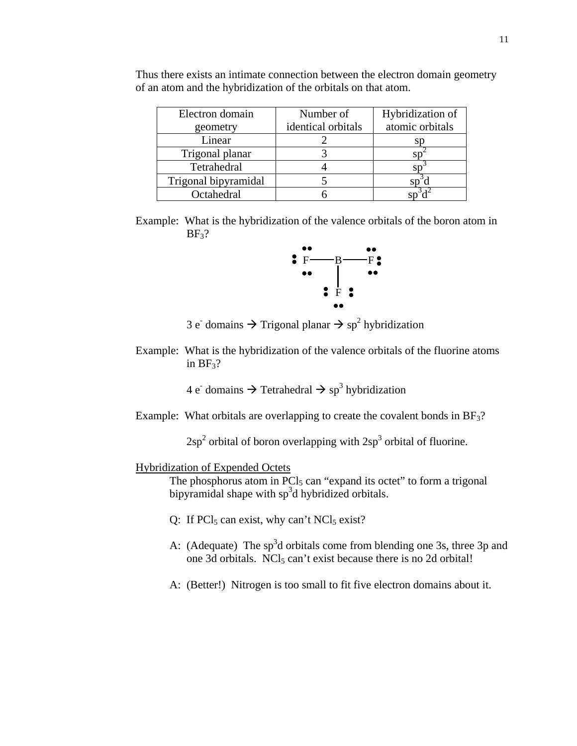Thus there exists an intimate connection between the electron domain geometry of an atom and the hybridization of the orbitals on that atom.

| Electron domain geometry | Number of identical orbitals | Hybridization of atomic orbitals |
|---|---|---|
| Linear | 2 | sp |
| Trigonal planar | 3 | $sp^2$ |
| Tetrahedral | 4 | $sp^3$ |
| Trigonal bipyramidal | 5 | $sp^3d$ |
| Octahedral | 6 | $sp^3d^2$ |

Example: What is the hybridization of the valence orbitals of the boron atom in $BF_3$?

```
  ••         ••
 :F ——B—— F:
  ••    |    ••
       :F:
        ••
```

3 $e^-$ domains → Trigonal planar → $sp^2$ hybridization

Example: What is the hybridization of the valence orbitals of the fluorine atoms in $BF_3$?

4 $e^-$ domains → Tetrahedral → $sp^3$ hybridization

Example: What orbitals are overlapping to create the covalent bonds in $BF_3$?

$2sp^2$ orbital of boron overlapping with $2sp^3$ orbital of fluorine.

<u>Hybridization of Expended Octets</u>

The phosphorus atom in $PCl_5$ can "expand its octet" to form a trigonal bipyramidal shape with $sp^3d$ hybridized orbitals.

Q: If $PCl_5$ can exist, why can't $NCl_5$ exist?

A: (Adequate) The $sp^3d$ orbitals come from blending one 3s, three 3p and one 3d orbitals. $NCl_5$ can't exist because there is no 2d orbital!

A: (Better!) Nitrogen is too small to fit five electron domains about it.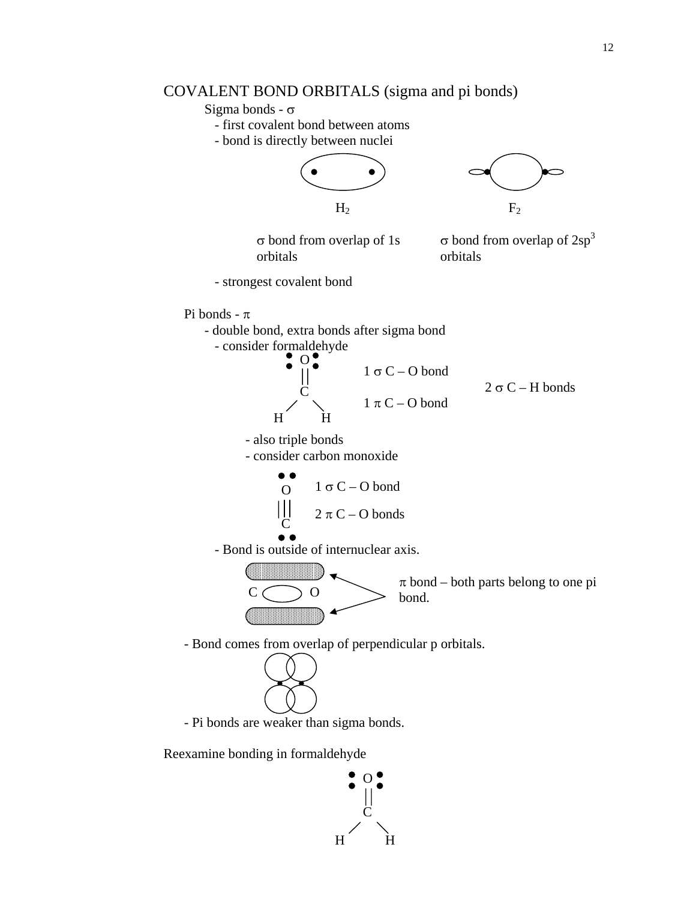## COVALENT BOND ORBITALS (sigma and pi bonds)

Sigma bonds - $\sigma$

- first covalent bond between atoms
- bond is directly between nuclei

$H_2$ — $\sigma$ bond from overlap of 1s orbitals

$F_2$ — $\sigma$ bond from overlap of $2sp^3$ orbitals

- strongest covalent bond

Pi bonds - $\pi$

- double bond, extra bonds after sigma bond
  - consider formaldehyde

1 $\sigma$ C – O bond

1 $\pi$ C – O bond

2 $\sigma$ C – H bonds

- also triple bonds
- consider carbon monoxide

1 $\sigma$ C – O bond

2 $\pi$ C – O bonds

- Bond is outside of internuclear axis.

$\pi$ bond – both parts belong to one pi bond.

- Bond comes from overlap of perpendicular p orbitals.
- Pi bonds are weaker than sigma bonds.

Reexamine bonding in formaldehyde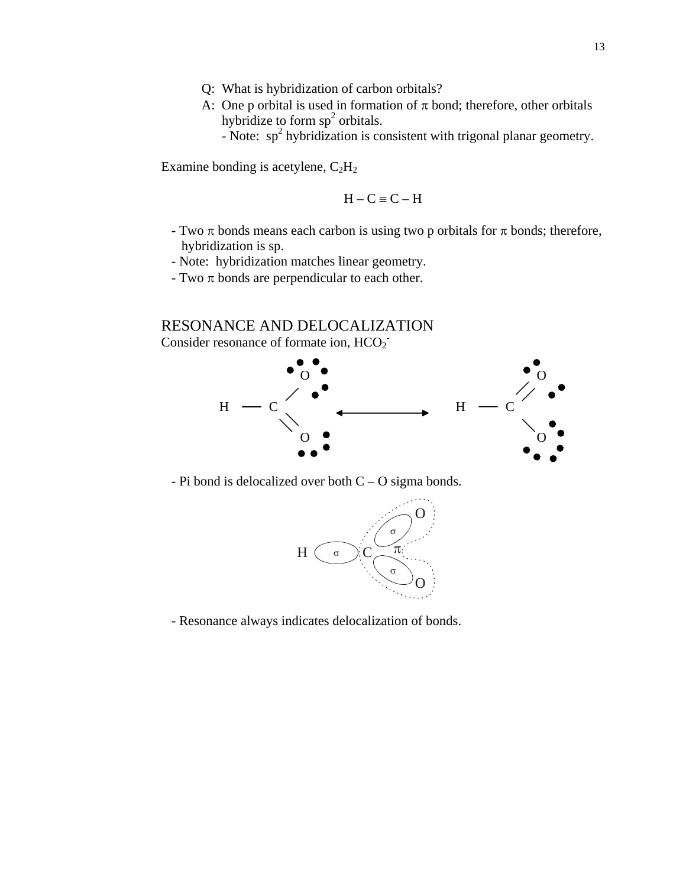Q: What is hybridization of carbon orbitals?

A: One p orbital is used in formation of $\pi$ bond; therefore, other orbitals hybridize to form $sp^2$ orbitals.
  - Note: $sp^2$ hybridization is consistent with trigonal planar geometry.

Examine bonding is acetylene, $C_2H_2$

$$H - C \equiv C - H$$

- Two $\pi$ bonds means each carbon is using two p orbitals for $\pi$ bonds; therefore, hybridization is sp.
- Note: hybridization matches linear geometry.
- Two $\pi$ bonds are perpendicular to each other.

## RESONANCE AND DELOCALIZATION

Consider resonance of formate ion, $HCO_2^-$

- Pi bond is delocalized over both C – O sigma bonds.

- Resonance always indicates delocalization of bonds.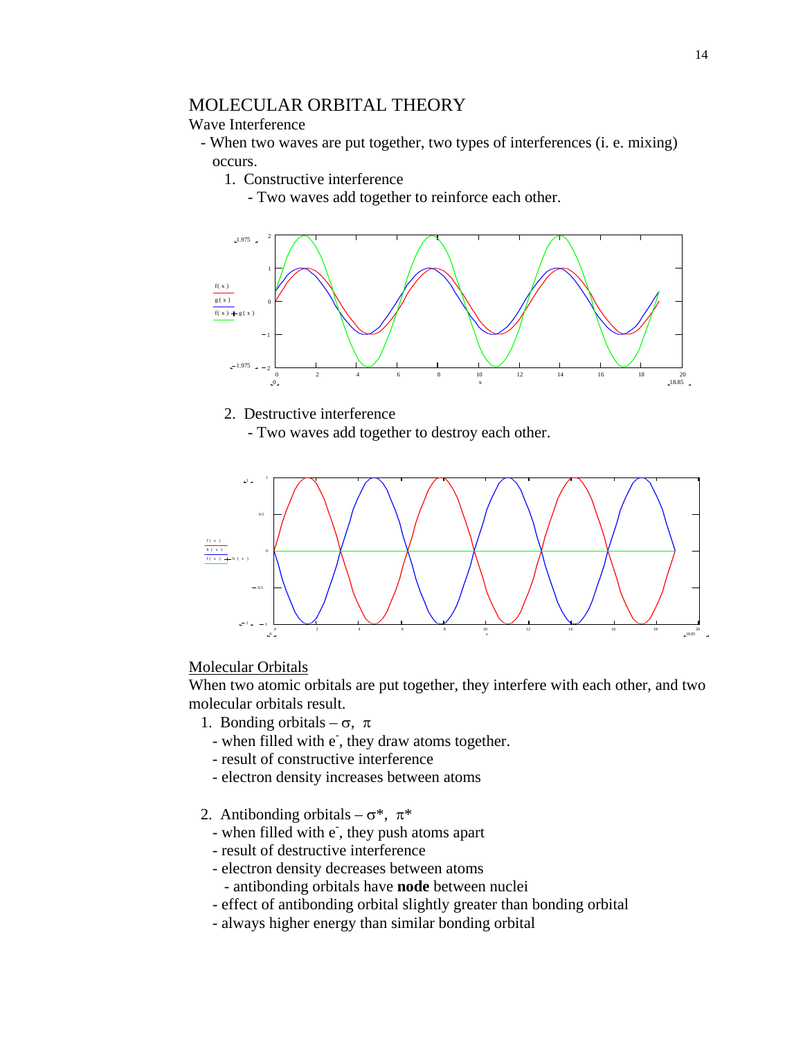# MOLECULAR ORBITAL THEORY

Wave Interference

- When two waves are put together, two types of interferences (i. e. mixing) occurs.
  1. Constructive interference
     - Two waves add together to reinforce each other.

  2. Destructive interference
     - Two waves add together to destroy each other.

## Molecular Orbitals

When two atomic orbitals are put together, they interfere with each other, and two molecular orbitals result.

1. Bonding orbitals – $\sigma$, $\pi$
   - when filled with $e^-$, they draw atoms together.
   - result of constructive interference
   - electron density increases between atoms

2. Antibonding orbitals – $\sigma^*$, $\pi^*$
   - when filled with $e^-$, they push atoms apart
   - result of destructive interference
   - electron density decreases between atoms
     - antibonding orbitals have **node** between nuclei
   - effect of antibonding orbital slightly greater than bonding orbital
   - always higher energy than similar bonding orbital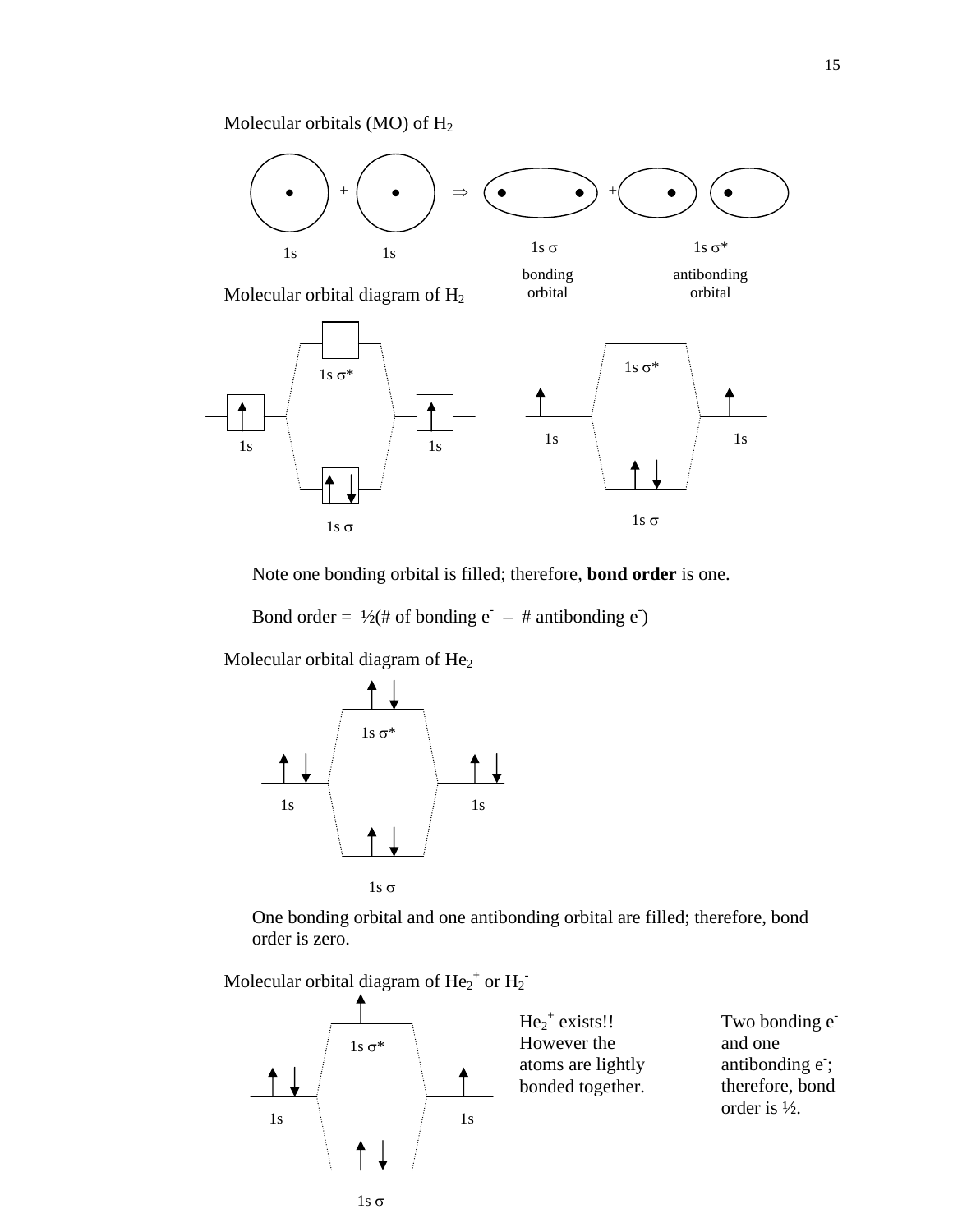Molecular orbitals (MO) of $H_2$

1s 1s 1s $\sigma$ bonding orbital 1s $\sigma^*$ antibonding orbital

Molecular orbital diagram of $H_2$

1s $\sigma^*$ 1s 1s 1s $\sigma$

1s $\sigma^*$ 1s 1s 1s $\sigma$

Note one bonding orbital is filled; therefore, **bond order** is one.

Bond order = ½(# of bonding $e^-$ – # antibonding $e^-$)

Molecular orbital diagram of $He_2$

1s $\sigma^*$ 1s 1s 1s $\sigma$

One bonding orbital and one antibonding orbital are filled; therefore, bond order is zero.

Molecular orbital diagram of $He_2^+$ or $H_2^-$

1s $\sigma^*$ 1s 1s 1s $\sigma$

$He_2^+$ exists!! However the atoms are lightly bonded together.

Two bonding $e^-$ and one antibonding $e^-$; therefore, bond order is ½.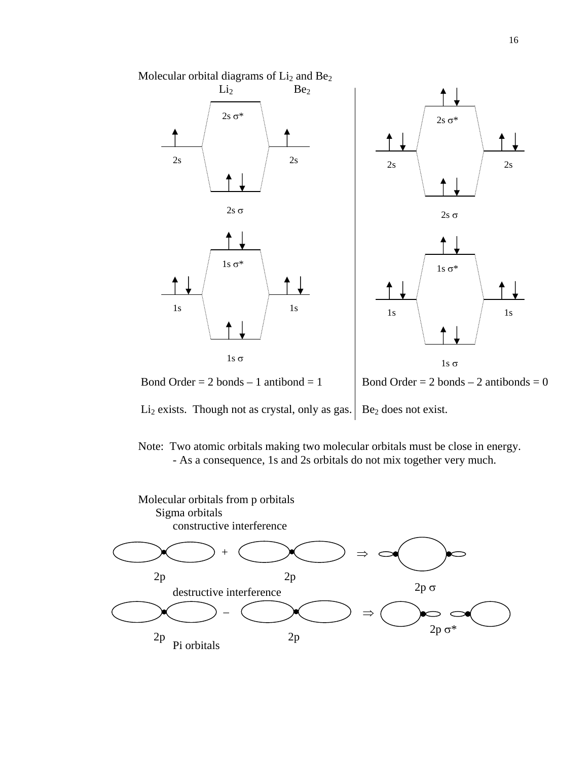Molecular orbital diagrams of $Li_2$ and $Be_2$

$Li_2$ $Be_2$

2s σ*

2s 2s

2s σ

1s σ*

1s 1s

1s σ

Bond Order = 2 bonds – 1 antibond = 1

$Li_2$ exists. Though not as crystal, only as gas.

2s σ*

2s 2s

2s σ

1s σ*

1s 1s

1s σ

Bond Order = 2 bonds – 2 antibonds = 0

$Be_2$ does not exist.

Note: Two atomic orbitals making two molecular orbitals must be close in energy.
- As a consequence, 1s and 2s orbitals do not mix together very much.

Molecular orbitals from p orbitals

Sigma orbitals

constructive interference

2p + 2p ⇒ 2p σ

destructive interference

2p – 2p ⇒ 2p σ*

Pi orbitals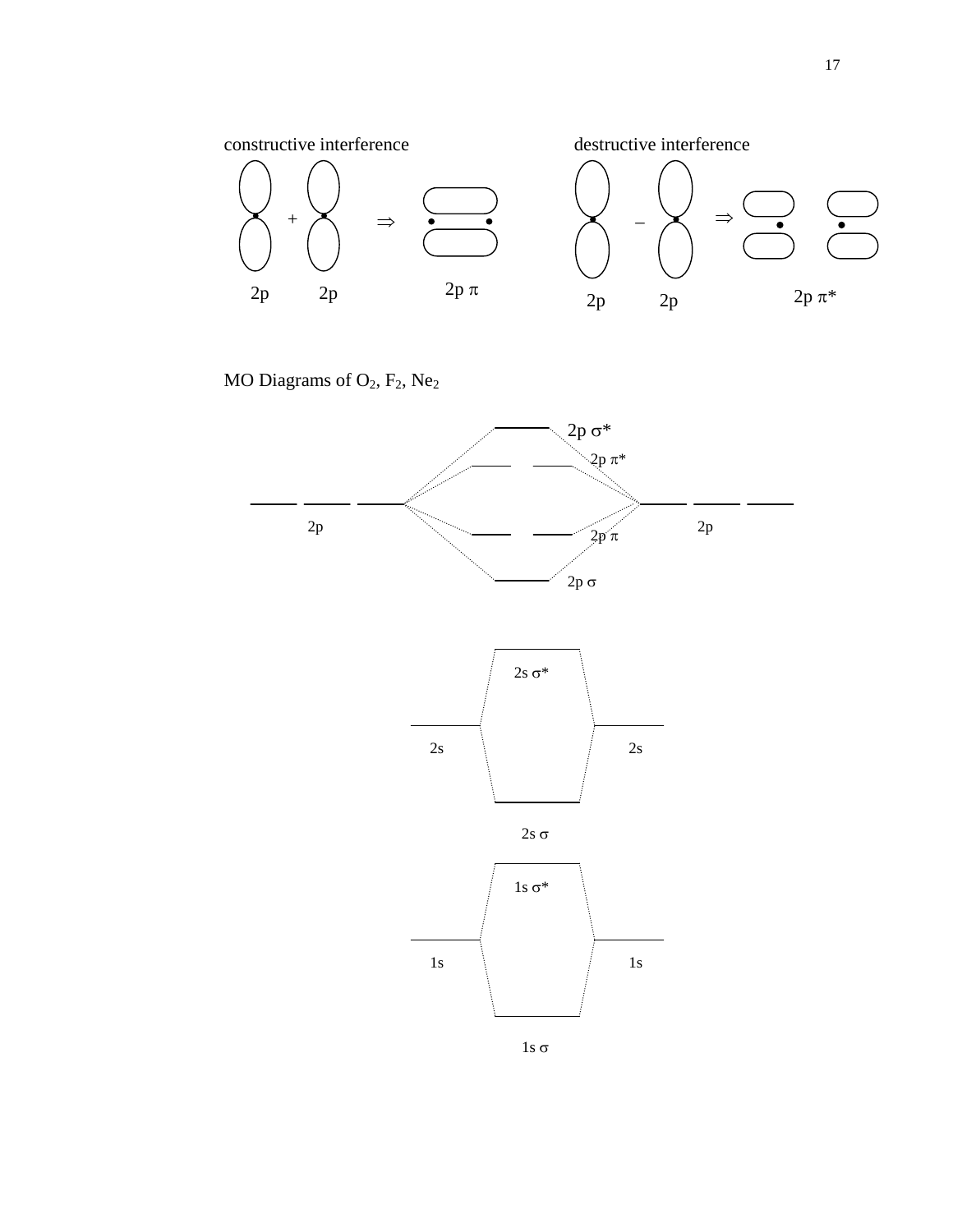constructive interference

2p + 2p ⇒ 2p $\pi$

destructive interference

2p – 2p ⇒ 2p $\pi^*$

MO Diagrams of $O_2$, $F_2$, $Ne_2$

2p $\sigma^*$

2p $\pi^*$

2p        2p

2p $\pi$

2p $\sigma$

2s $\sigma^*$

2s        2s

2s $\sigma$

1s $\sigma^*$

1s        1s

1s $\sigma$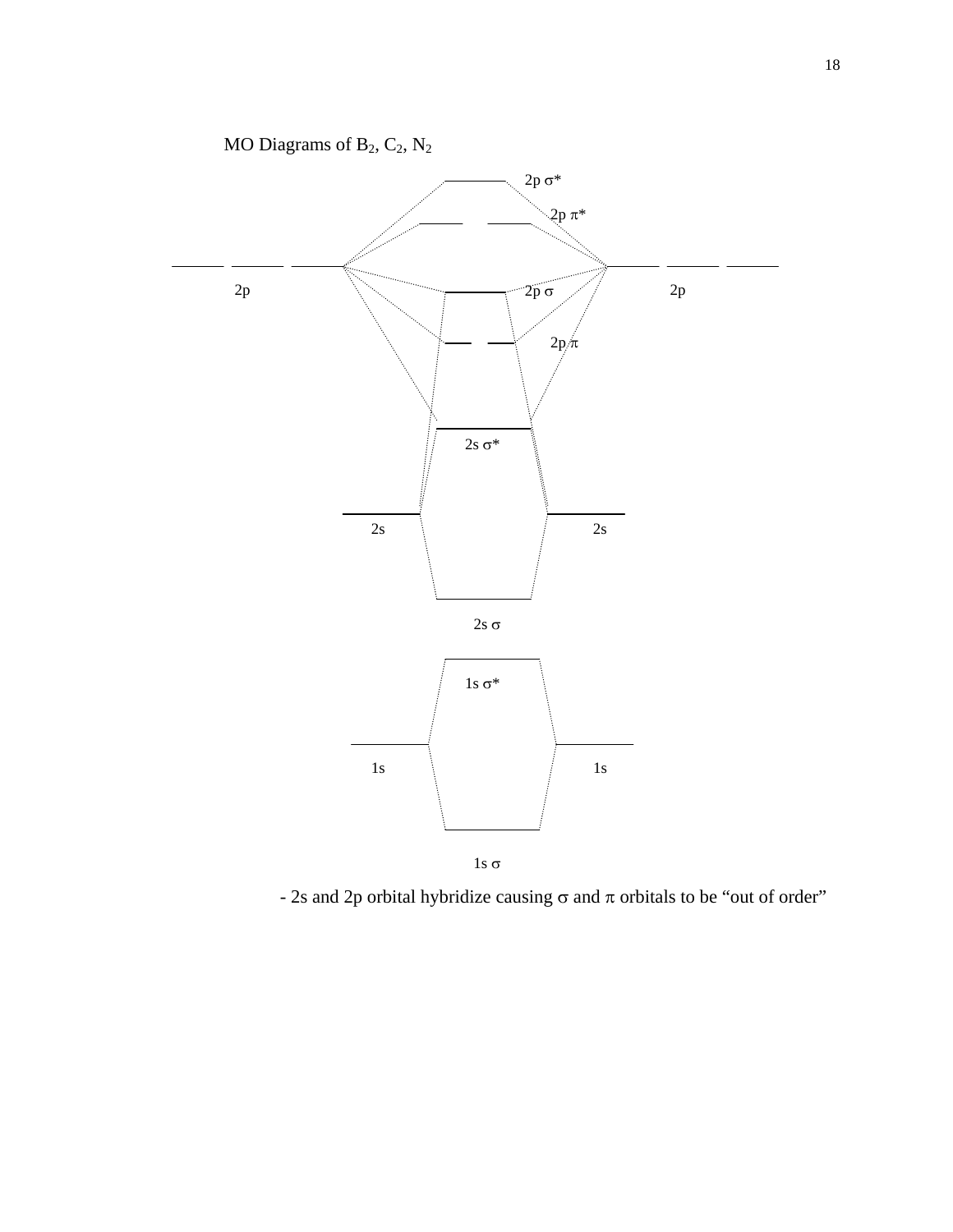MO Diagrams of $B_2$, $C_2$, $N_2$

2p σ*

2p π*

2p 2p

2p σ

2p π

2s σ*

2s 2s

2s σ

1s σ*

1s 1s

1s σ

- 2s and 2p orbital hybridize causing σ and π orbitals to be "out of order"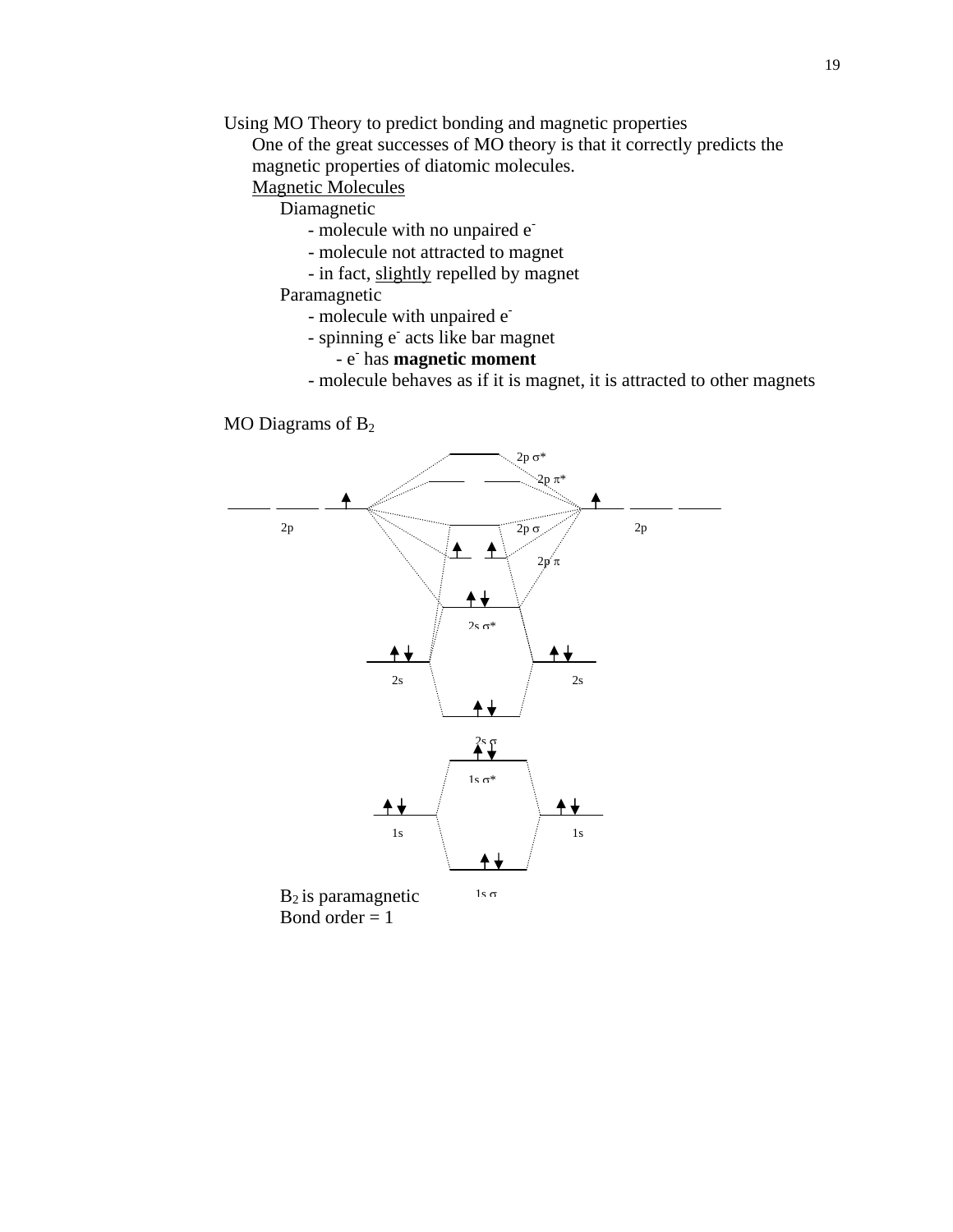Using MO Theory to predict bonding and magnetic properties

One of the great successes of MO theory is that it correctly predicts the magnetic properties of diatomic molecules.

<u>Magnetic Molecules</u>

Diamagnetic
- molecule with no unpaired $e^-$
- molecule not attracted to magnet
- in fact, <u>slightly</u> repelled by magnet

Paramagnetic
- molecule with unpaired $e^-$
- spinning $e^-$ acts like bar magnet
  - $e^-$ has **magnetic moment**
- molecule behaves as if it is magnet, it is attracted to other magnets

MO Diagrams of $B_2$

2p σ*

2p π*

2p　2p σ　2p

2p π

2s σ*

2s　2s

2s σ

1s σ*

1s　1s

1s σ

$B_2$ is paramagnetic
Bond order = 1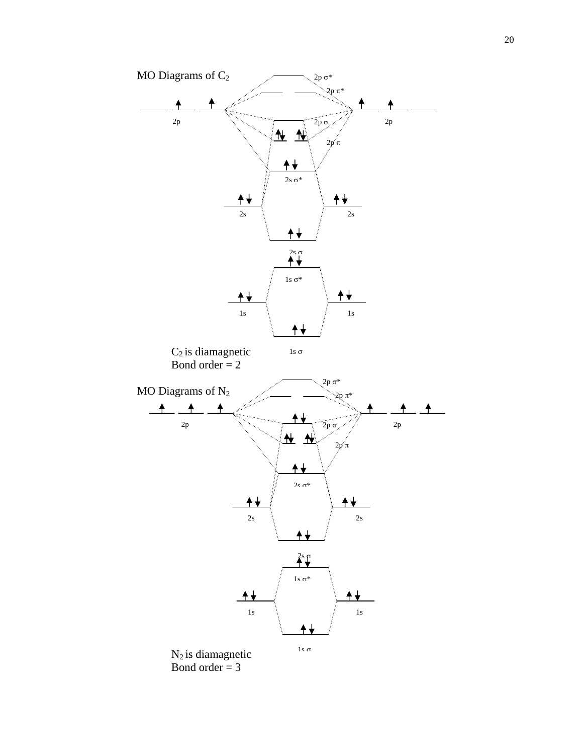MO Diagrams of $C_2$

2p σ*

2p π*

2p

2p σ

2p

2p π

2s σ*

2s

2s

2s σ

1s σ*

1s

1s

1s σ

$C_2$ is diamagnetic
Bond order = 2

2p σ*

MO Diagrams of $N_2$

2p π*

2p

2p σ

2p

2p π

2s σ*

2s

2s

2s σ

1s σ*

1s

1s

1s σ

$N_2$ is diamagnetic
Bond order = 3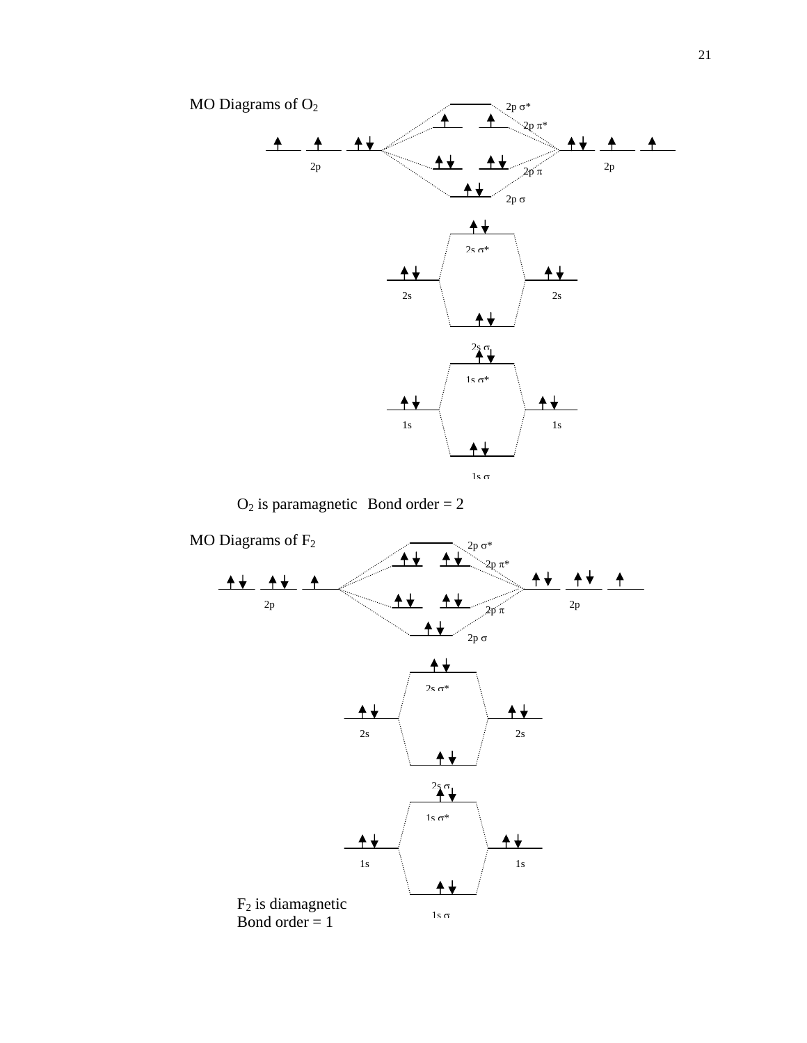MO Diagrams of $O_2$

2p σ*

2p π*

2p

2p

2p π

2p σ

2s σ*

2s

2s

2s σ

1s σ*

1s

1s

1s σ

$O_2$ is paramagnetic  Bond order = 2

MO Diagrams of $F_2$

2p σ*

2p π*

2p

2p

2p π

2p σ

2s σ*

2s

2s

2s σ

1s σ*

1s

1s

1s σ

$F_2$ is diamagnetic
Bond order = 1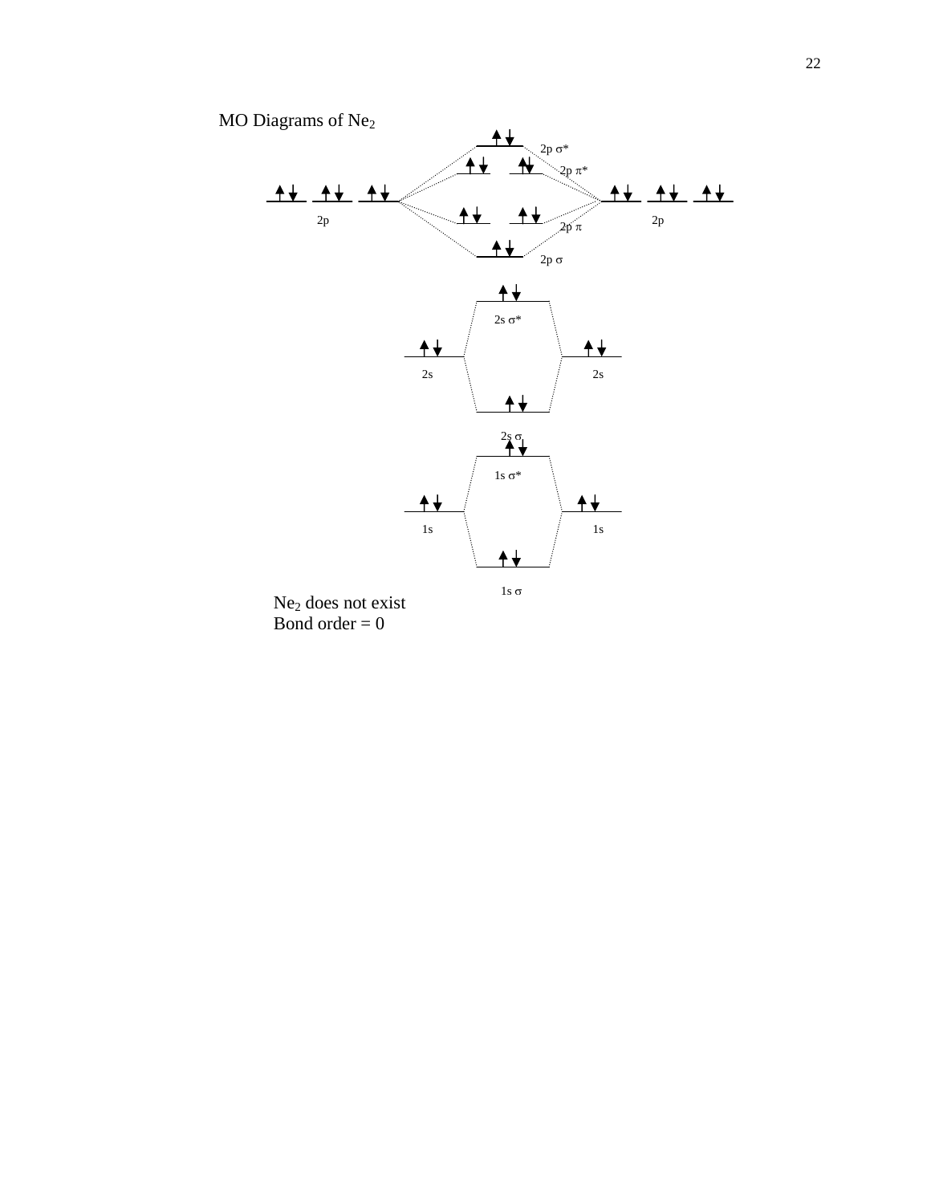MO Diagrams of $Ne_2$

2p σ*

2p π*

2p

2p

2p π

2p σ

2s σ*

2s

2s

2s σ

1s σ*

1s

1s

1s σ

$Ne_2$ does not exist
Bond order = 0